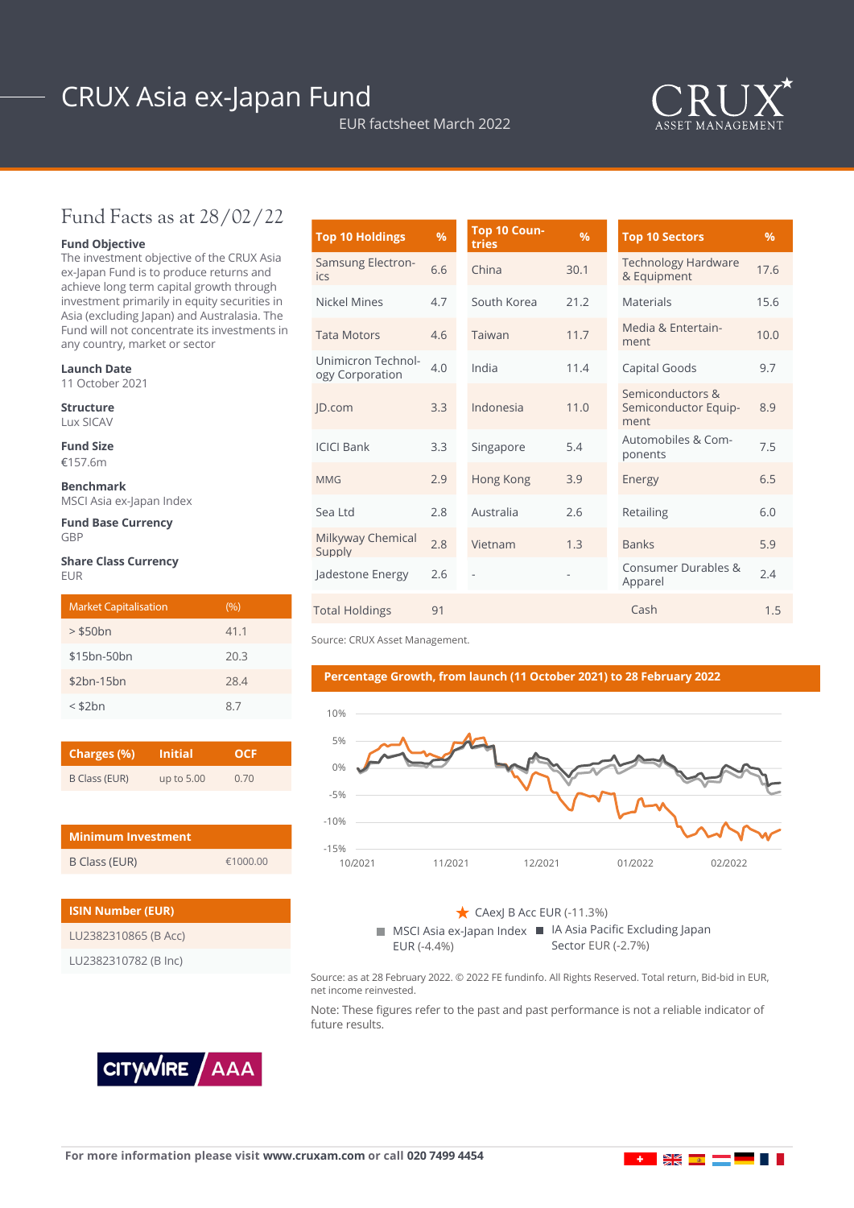# CRUX Asia ex-Japan Fund

EUR factsheet March 2022

CRUX ASSET MANAGEMENT

## Fund Facts as at 28/02/22

**Fund Objective**
The investment objective of the CRUX Asia ex-Japan Fund is to produce returns and achieve long term capital growth through investment primarily in equity securities in Asia (excluding Japan) and Australasia. The Fund will not concentrate its investments in any country, market or sector

**Launch Date**
11 October 2021

**Structure**
Lux SICAV

**Fund Size**
€157.6m

**Benchmark**
MSCI Asia ex-Japan Index

**Fund Base Currency**
GBP

**Share Class Currency**
EUR

| Market Capitalisation | (%) |
|---|---|
| > $50bn | 41.1 |
| $15bn-50bn | 20.3 |
| $2bn-15bn | 28.4 |
| < $2bn | 8.7 |

| Charges (%) | Initial | OCF |
|---|---|---|
| B Class (EUR) | up to 5.00 | 0.70 |

| Minimum Investment | |
|---|---|
| B Class (EUR) | €1000.00 |

| ISIN Number (EUR) |
|---|
| LU2382310865 (B Acc) |
| LU2382310782 (B Inc) |

| Top 10 Holdings | % | Top 10 Countries | % | Top 10 Sectors | % |
|---|---|---|---|---|---|
| Samsung Electronics | 6.6 | China | 30.1 | Technology Hardware & Equipment | 17.6 |
| Nickel Mines | 4.7 | South Korea | 21.2 | Materials | 15.6 |
| Tata Motors | 4.6 | Taiwan | 11.7 | Media & Entertainment | 10.0 |
| Unimicron Technology Corporation | 4.0 | India | 11.4 | Capital Goods | 9.7 |
| JD.com | 3.3 | Indonesia | 11.0 | Semiconductors & Semiconductor Equipment | 8.9 |
| ICICI Bank | 3.3 | Singapore | 5.4 | Automobiles & Components | 7.5 |
| MMG | 2.9 | Hong Kong | 3.9 | Energy | 6.5 |
| Sea Ltd | 2.8 | Australia | 2.6 | Retailing | 6.0 |
| Milkyway Chemical Supply | 2.8 | Vietnam | 1.3 | Banks | 5.9 |
| Jadestone Energy | 2.6 | - | - | Consumer Durables & Apparel | 2.4 |
| Total Holdings | 91 | | | Cash | 1.5 |

Source: CRUX Asset Management.

**Percentage Growth, from launch (11 October 2021) to 28 February 2022**

CAexJ B Acc EUR (-11.3%)
MSCI Asia ex-Japan Index EUR (-4.4%)
IA Asia Pacific Excluding Japan Sector EUR (-2.7%)

Source: as at 28 February 2022. © 2022 FE fundinfo. All Rights Reserved. Total return, Bid-bid in EUR, net income reinvested.

Note: These figures refer to the past and past performance is not a reliable indicator of future results.

CITYWIRE AAA

**For more information please visit www.cruxam.com or call 020 7499 4454**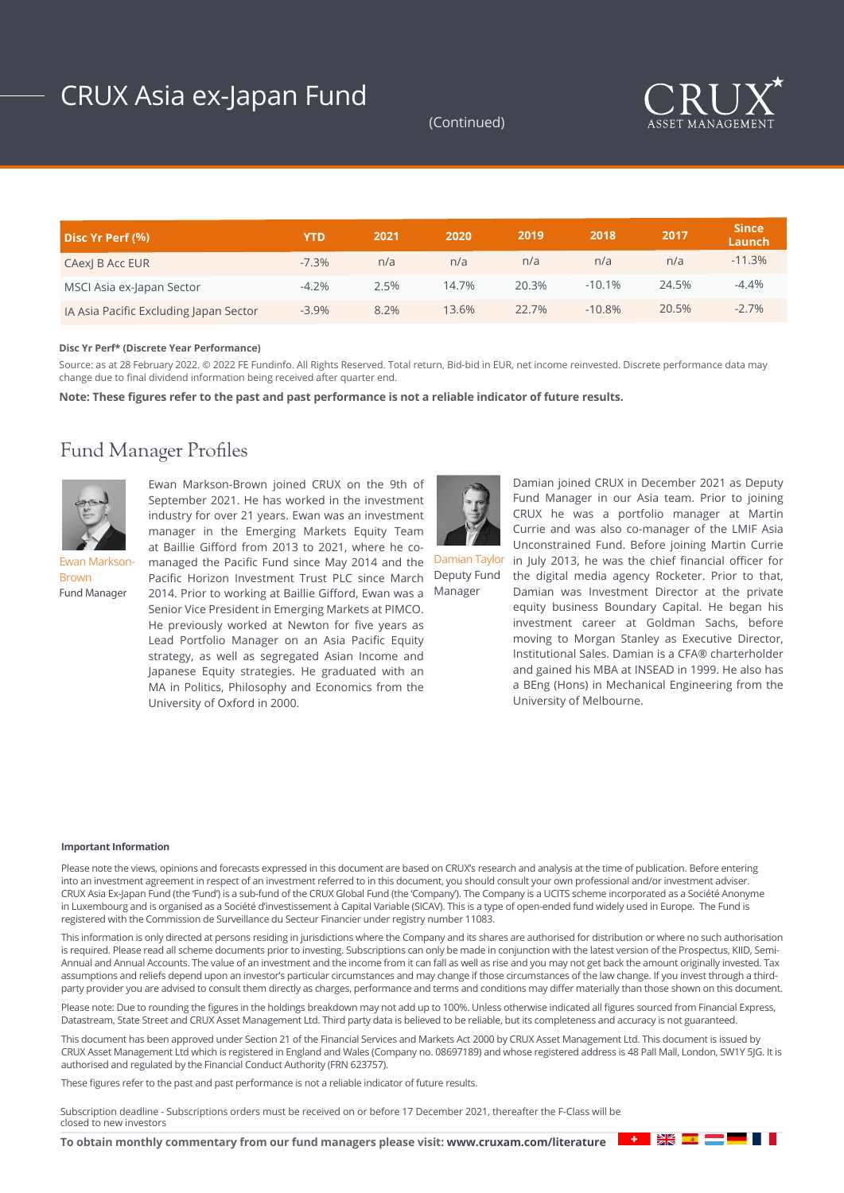# CRUX Asia ex-Japan Fund

(Continued)

| Disc Yr Perf (%) | YTD | 2021 | 2020 | 2019 | 2018 | 2017 | Since Launch |
|---|---|---|---|---|---|---|---|
| CAexJ B Acc EUR | -7.3% | n/a | n/a | n/a | n/a | n/a | -11.3% |
| MSCI Asia ex-Japan Sector | -4.2% | 2.5% | 14.7% | 20.3% | -10.1% | 24.5% | -4.4% |
| IA Asia Pacific Excluding Japan Sector | -3.9% | 8.2% | 13.6% | 22.7% | -10.8% | 20.5% | -2.7% |

**Disc Yr Perf* (Discrete Year Performance)**

Source: as at 28 February 2022. © 2022 FE Fundinfo. All Rights Reserved. Total return, Bid-bid in EUR, net income reinvested. Discrete performance data may change due to final dividend information being received after quarter end.

**Note: These figures refer to the past and past performance is not a reliable indicator of future results.**

## Fund Manager Profiles

Ewan Markson-Brown
Fund Manager

Ewan Markson-Brown joined CRUX on the 9th of September 2021. He has worked in the investment industry for over 21 years. Ewan was an investment manager in the Emerging Markets Equity Team at Baillie Gifford from 2013 to 2021, where he co-managed the Pacific Fund since May 2014 and the Pacific Horizon Investment Trust PLC since March 2014. Prior to working at Baillie Gifford, Ewan was a Senior Vice President in Emerging Markets at PIMCO. He previously worked at Newton for five years as Lead Portfolio Manager on an Asia Pacific Equity strategy, as well as segregated Asian Income and Japanese Equity strategies. He graduated with an MA in Politics, Philosophy and Economics from the University of Oxford in 2000.

Damian Taylor
Deputy Fund Manager

Damian joined CRUX in December 2021 as Deputy Fund Manager in our Asia team. Prior to joining CRUX he was a portfolio manager at Martin Currie and was also co-manager of the LMIF Asia Unconstrained Fund. Before joining Martin Currie in July 2013, he was the chief financial officer for the digital media agency Rocketer. Prior to that, Damian was Investment Director at the private equity business Boundary Capital. He began his investment career at Goldman Sachs, before moving to Morgan Stanley as Executive Director, Institutional Sales. Damian is a CFA® charterholder and gained his MBA at INSEAD in 1999. He also has a BEng (Hons) in Mechanical Engineering from the University of Melbourne.

**Important Information**

Please note the views, opinions and forecasts expressed in this document are based on CRUX's research and analysis at the time of publication. Before entering into an investment agreement in respect of an investment referred to in this document, you should consult your own professional and/or investment adviser. CRUX Asia Ex-Japan Fund (the 'Fund') is a sub-fund of the CRUX Global Fund (the 'Company'). The Company is a UCITS scheme incorporated as a Société Anonyme in Luxembourg and is organised as a Société d'investissement à Capital Variable (SICAV). This is a type of open-ended fund widely used in Europe. The Fund is registered with the Commission de Surveillance du Secteur Financier under registry number 11083.

This information is only directed at persons residing in jurisdictions where the Company and its shares are authorised for distribution or where no such authorisation is required. Please read all scheme documents prior to investing. Subscriptions can only be made in conjunction with the latest version of the Prospectus, KIID, Semi-Annual and Annual Accounts. The value of an investment and the income from it can fall as well as rise and you may not get back the amount originally invested. Tax assumptions and reliefs depend upon an investor's particular circumstances and may change if those circumstances of the law change. If you invest through a third-party provider you are advised to consult them directly as charges, performance and terms and conditions may differ materially than those shown on this document.

Please note: Due to rounding the figures in the holdings breakdown may not add up to 100%. Unless otherwise indicated all figures sourced from Financial Express, Datastream, State Street and CRUX Asset Management Ltd. Third party data is believed to be reliable, but its completeness and accuracy is not guaranteed.

This document has been approved under Section 21 of the Financial Services and Markets Act 2000 by CRUX Asset Management Ltd. This document is issued by CRUX Asset Management Ltd which is registered in England and Wales (Company no. 08697189) and whose registered address is 48 Pall Mall, London, SW1Y 5JG. It is authorised and regulated by the Financial Conduct Authority (FRN 623757).

These figures refer to the past and past performance is not a reliable indicator of future results.

Subscription deadline - Subscriptions orders must be received on or before 17 December 2021, thereafter the F-Class will be closed to new investors

**To obtain monthly commentary from our fund managers please visit: www.cruxam.com/literature**